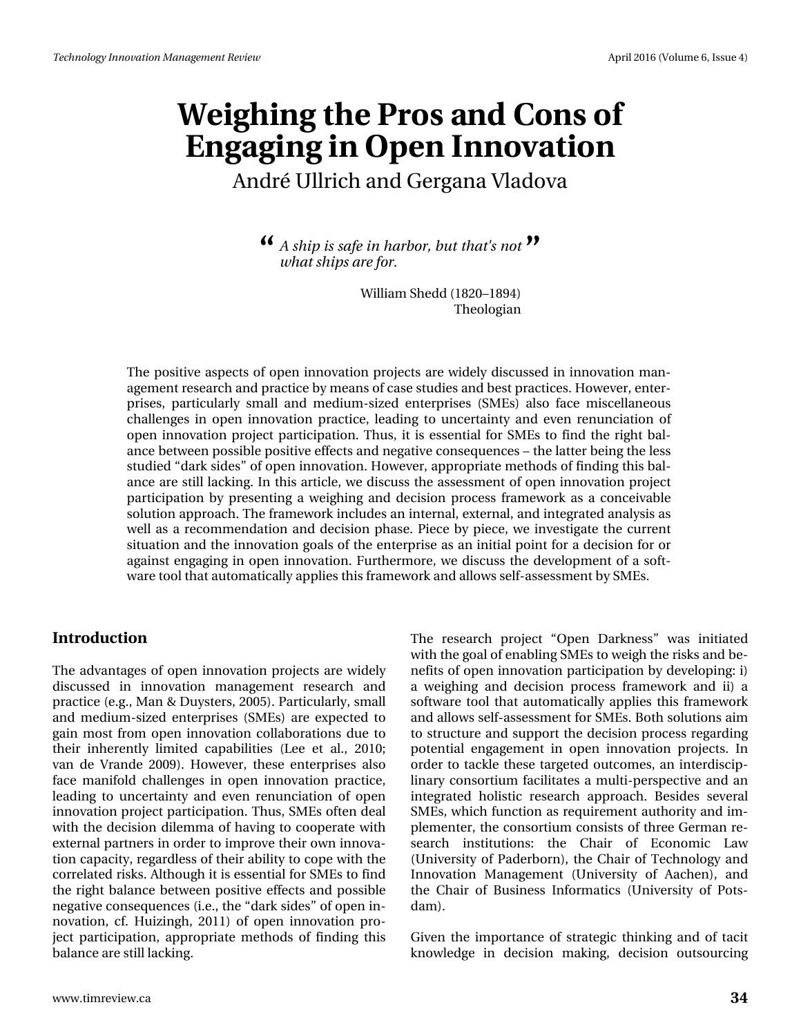# Weighing the Pros and Cons of Engaging in Open Innovation

André Ullrich and Gergana Vladova

> *A ship is safe in harbor, but that's not what ships are for.*
>
> William Shedd (1820–1894)
> Theologian

The positive aspects of open innovation projects are widely discussed in innovation management research and practice by means of case studies and best practices. However, enterprises, particularly small and medium-sized enterprises (SMEs) also face miscellaneous challenges in open innovation practice, leading to uncertainty and even renunciation of open innovation project participation. Thus, it is essential for SMEs to find the right balance between possible positive effects and negative consequences – the latter being the less studied "dark sides" of open innovation. However, appropriate methods of finding this balance are still lacking. In this article, we discuss the assessment of open innovation project participation by presenting a weighing and decision process framework as a conceivable solution approach. The framework includes an internal, external, and integrated analysis as well as a recommendation and decision phase. Piece by piece, we investigate the current situation and the innovation goals of the enterprise as an initial point for a decision for or against engaging in open innovation. Furthermore, we discuss the development of a software tool that automatically applies this framework and allows self-assessment by SMEs.

## Introduction

The advantages of open innovation projects are widely discussed in innovation management research and practice (e.g., Man & Duysters, 2005). Particularly, small and medium-sized enterprises (SMEs) are expected to gain most from open innovation collaborations due to their inherently limited capabilities (Lee et al., 2010; van de Vrande 2009). However, these enterprises also face manifold challenges in open innovation practice, leading to uncertainty and even renunciation of open innovation project participation. Thus, SMEs often deal with the decision dilemma of having to cooperate with external partners in order to improve their own innovation capacity, regardless of their ability to cope with the correlated risks. Although it is essential for SMEs to find the right balance between positive effects and possible negative consequences (i.e., the "dark sides" of open innovation, cf. Huizingh, 2011) of open innovation project participation, appropriate methods of finding this balance are still lacking.

The research project "Open Darkness" was initiated with the goal of enabling SMEs to weigh the risks and benefits of open innovation participation by developing: i) a weighing and decision process framework and ii) a software tool that automatically applies this framework and allows self-assessment for SMEs. Both solutions aim to structure and support the decision process regarding potential engagement in open innovation projects. In order to tackle these targeted outcomes, an interdisciplinary consortium facilitates a multi-perspective and an integrated holistic research approach. Besides several SMEs, which function as requirement authority and implementer, the consortium consists of three German research institutions: the Chair of Economic Law (University of Paderborn), the Chair of Technology and Innovation Management (University of Aachen), and the Chair of Business Informatics (University of Potsdam).

Given the importance of strategic thinking and of tacit knowledge in decision making, decision outsourcing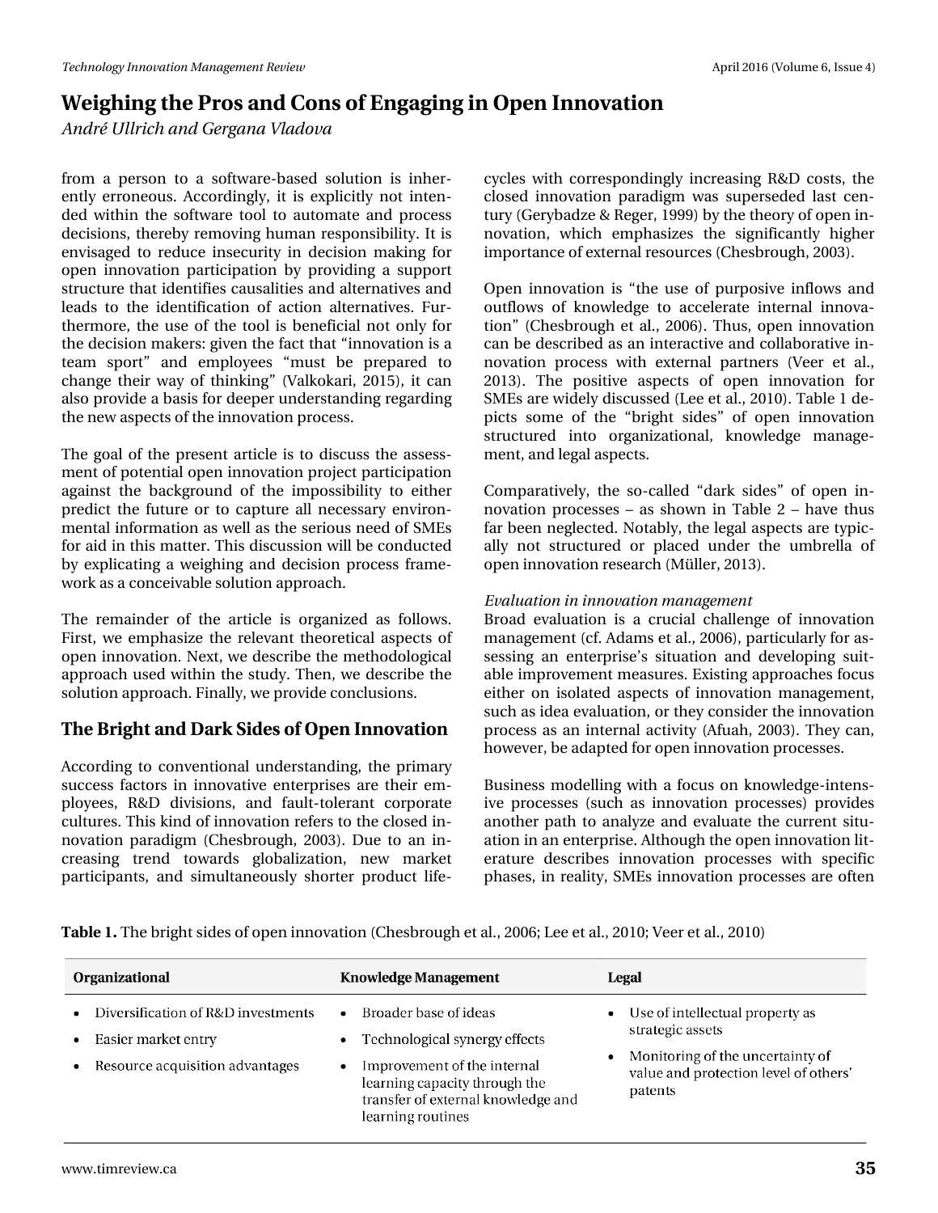from a person to a software-based solution is inherently erroneous. Accordingly, it is explicitly not intended within the software tool to automate and process decisions, thereby removing human responsibility. It is envisaged to reduce insecurity in decision making for open innovation participation by providing a support structure that identifies causalities and alternatives and leads to the identification of action alternatives. Furthermore, the use of the tool is beneficial not only for the decision makers: given the fact that "innovation is a team sport" and employees "must be prepared to change their way of thinking" (Valkokari, 2015), it can also provide a basis for deeper understanding regarding the new aspects of the innovation process.

The goal of the present article is to discuss the assessment of potential open innovation project participation against the background of the impossibility to either predict the future or to capture all necessary environmental information as well as the serious need of SMEs for aid in this matter. This discussion will be conducted by explicating a weighing and decision process framework as a conceivable solution approach.

The remainder of the article is organized as follows. First, we emphasize the relevant theoretical aspects of open innovation. Next, we describe the methodological approach used within the study. Then, we describe the solution approach. Finally, we provide conclusions.

## The Bright and Dark Sides of Open Innovation

According to conventional understanding, the primary success factors in innovative enterprises are their employees, R&D divisions, and fault-tolerant corporate cultures. This kind of innovation refers to the closed innovation paradigm (Chesbrough, 2003). Due to an increasing trend towards globalization, new market participants, and simultaneously shorter product lifecycles with correspondingly increasing R&D costs, the closed innovation paradigm was superseded last century (Gerybadze & Reger, 1999) by the theory of open innovation, which emphasizes the significantly higher importance of external resources (Chesbrough, 2003).

Open innovation is "the use of purposive inflows and outflows of knowledge to accelerate internal innovation" (Chesbrough et al., 2006). Thus, open innovation can be described as an interactive and collaborative innovation process with external partners (Veer et al., 2013). The positive aspects of open innovation for SMEs are widely discussed (Lee et al., 2010). Table 1 depicts some of the "bright sides" of open innovation structured into organizational, knowledge management, and legal aspects.

Comparatively, the so-called "dark sides" of open innovation processes – as shown in Table 2 – have thus far been neglected. Notably, the legal aspects are typically not structured or placed under the umbrella of open innovation research (Müller, 2013).

*Evaluation in innovation management*

Broad evaluation is a crucial challenge of innovation management (cf. Adams et al., 2006), particularly for assessing an enterprise's situation and developing suitable improvement measures. Existing approaches focus either on isolated aspects of innovation management, such as idea evaluation, or they consider the innovation process as an internal activity (Afuah, 2003). They can, however, be adapted for open innovation processes.

Business modelling with a focus on knowledge-intensive processes (such as innovation processes) provides another path to analyze and evaluate the current situation in an enterprise. Although the open innovation literature describes innovation processes with specific phases, in reality, SMEs innovation processes are often

**Table 1.** The bright sides of open innovation (Chesbrough et al., 2006; Lee et al., 2010; Veer et al., 2010)

| Organizational | Knowledge Management | Legal |
|---|---|---|
| • Diversification of R&D investments<br>• Easier market entry<br>• Resource acquisition advantages | • Broader base of ideas<br>• Technological synergy effects<br>• Improvement of the internal learning capacity through the transfer of external knowledge and learning routines | • Use of intellectual property as strategic assets<br>• Monitoring of the uncertainty of value and protection level of others' patents |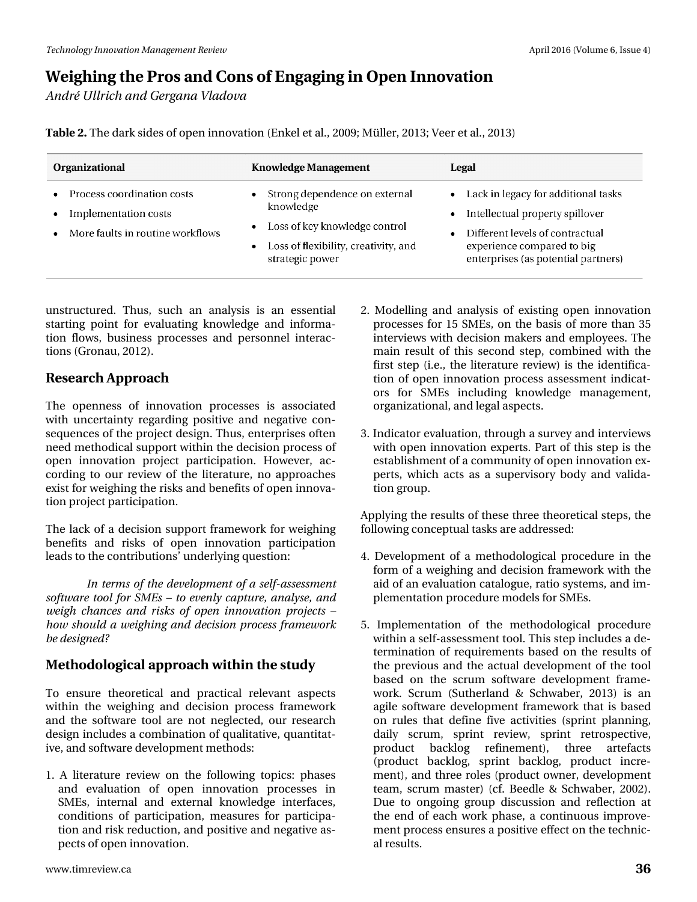**Table 2.** The dark sides of open innovation (Enkel et al., 2009; Müller, 2013; Veer et al., 2013)

| Organizational | Knowledge Management | Legal |
|---|---|---|
| • Process coordination costs<br>• Implementation costs<br>• More faults in routine workflows | • Strong dependence on external knowledge<br>• Loss of key knowledge control<br>• Loss of flexibility, creativity, and strategic power | • Lack in legacy for additional tasks<br>• Intellectual property spillover<br>• Different levels of contractual experience compared to big enterprises (as potential partners) |

unstructured. Thus, such an analysis is an essential starting point for evaluating knowledge and information flows, business processes and personnel interactions (Gronau, 2012).

## Research Approach

The openness of innovation processes is associated with uncertainty regarding positive and negative consequences of the project design. Thus, enterprises often need methodical support within the decision process of open innovation project participation. However, according to our review of the literature, no approaches exist for weighing the risks and benefits of open innovation project participation.

The lack of a decision support framework for weighing benefits and risks of open innovation participation leads to the contributions' underlying question:

*In terms of the development of a self-assessment software tool for SMEs – to evenly capture, analyse, and weigh chances and risks of open innovation projects – how should a weighing and decision process framework be designed?*

## Methodological approach within the study

To ensure theoretical and practical relevant aspects within the weighing and decision process framework and the software tool are not neglected, our research design includes a combination of qualitative, quantitative, and software development methods:

1. A literature review on the following topics: phases and evaluation of open innovation processes in SMEs, internal and external knowledge interfaces, conditions of participation, measures for participation and risk reduction, and positive and negative aspects of open innovation.

2. Modelling and analysis of existing open innovation processes for 15 SMEs, on the basis of more than 35 interviews with decision makers and employees. The main result of this second step, combined with the first step (i.e., the literature review) is the identification of open innovation process assessment indicators for SMEs including knowledge management, organizational, and legal aspects.

3. Indicator evaluation, through a survey and interviews with open innovation experts. Part of this step is the establishment of a community of open innovation experts, which acts as a supervisory body and validation group.

Applying the results of these three theoretical steps, the following conceptual tasks are addressed:

4. Development of a methodological procedure in the form of a weighing and decision framework with the aid of an evaluation catalogue, ratio systems, and implementation procedure models for SMEs.

5. Implementation of the methodological procedure within a self-assessment tool. This step includes a determination of requirements based on the results of the previous and the actual development of the tool based on the scrum software development framework. Scrum (Sutherland & Schwaber, 2013) is an agile software development framework that is based on rules that define five activities (sprint planning, daily scrum, sprint review, sprint retrospective, product backlog refinement), three artefacts (product backlog, sprint backlog, product increment), and three roles (product owner, development team, scrum master) (cf. Beedle & Schwaber, 2002). Due to ongoing group discussion and reflection at the end of each work phase, a continuous improvement process ensures a positive effect on the technical results.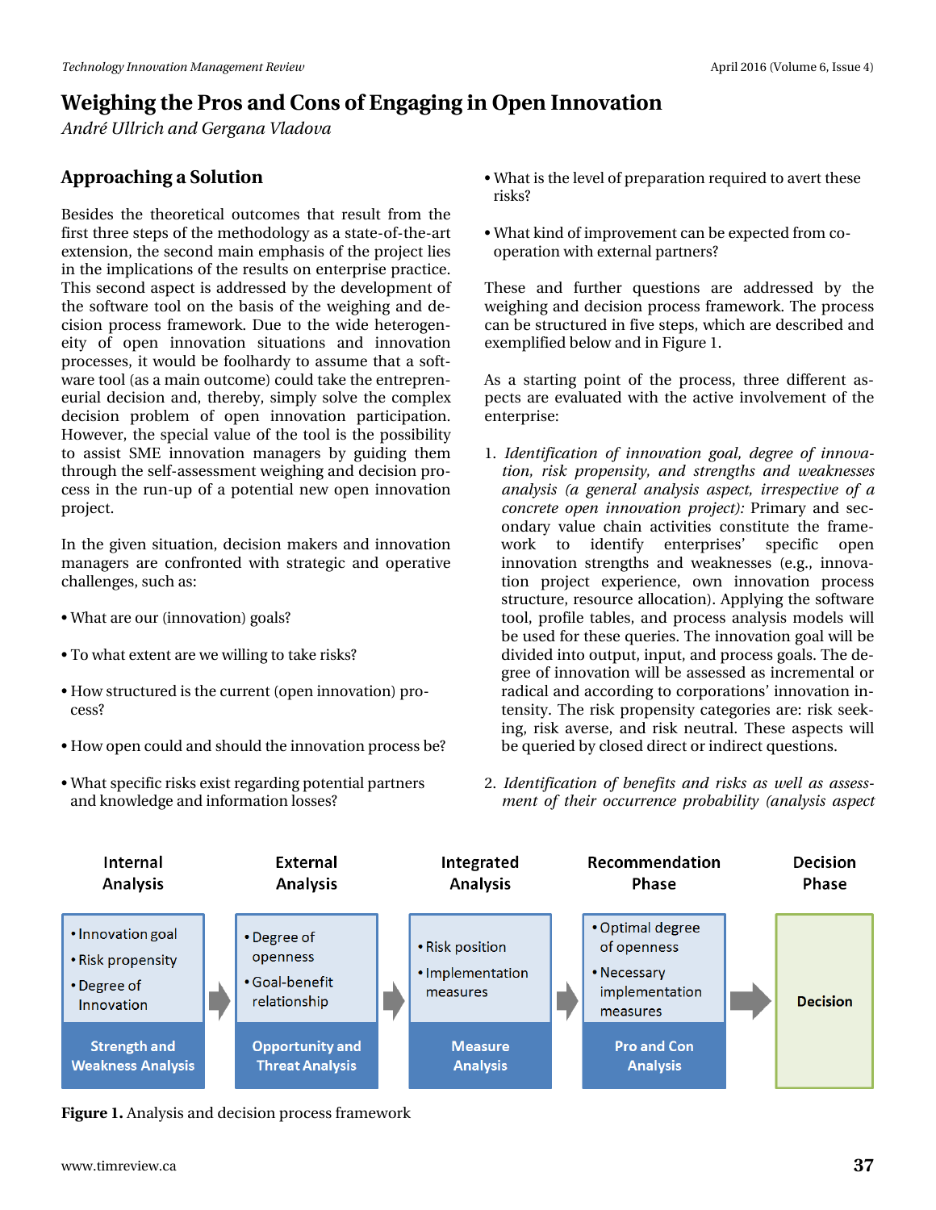## Approaching a Solution

Besides the theoretical outcomes that result from the first three steps of the methodology as a state-of-the-art extension, the second main emphasis of the project lies in the implications of the results on enterprise practice. This second aspect is addressed by the development of the software tool on the basis of the weighing and decision process framework. Due to the wide heterogeneity of open innovation situations and innovation processes, it would be foolhardy to assume that a software tool (as a main outcome) could take the entrepreneurial decision and, thereby, simply solve the complex decision problem of open innovation participation. However, the special value of the tool is the possibility to assist SME innovation managers by guiding them through the self-assessment weighing and decision process in the run-up of a potential new open innovation project.

In the given situation, decision makers and innovation managers are confronted with strategic and operative challenges, such as:

- What are our (innovation) goals?
- To what extent are we willing to take risks?
- How structured is the current (open innovation) process?
- How open could and should the innovation process be?
- What specific risks exist regarding potential partners and knowledge and information losses?
- What is the level of preparation required to avert these risks?
- What kind of improvement can be expected from co-operation with external partners?

These and further questions are addressed by the weighing and decision process framework. The process can be structured in five steps, which are described and exemplified below and in Figure 1.

As a starting point of the process, three different aspects are evaluated with the active involvement of the enterprise:

1. *Identification of innovation goal, degree of innovation, risk propensity, and strengths and weaknesses analysis (a general analysis aspect, irrespective of a concrete open innovation project):* Primary and secondary value chain activities constitute the framework to identify enterprises' specific open innovation strengths and weaknesses (e.g., innovation project experience, own innovation process structure, resource allocation). Applying the software tool, profile tables, and process analysis models will be used for these queries. The innovation goal will be divided into output, input, and process goals. The degree of innovation will be assessed as incremental or radical and according to corporations' innovation intensity. The risk propensity categories are: risk seeking, risk averse, and risk neutral. These aspects will be queried by closed direct or indirect questions.

2. *Identification of benefits and risks as well as assessment of their occurrence probability (analysis aspect*

| Internal Analysis | External Analysis | Integrated Analysis | Recommendation Phase | Decision Phase |
|---|---|---|---|---|
| • Innovation goal<br>• Risk propensity<br>• Degree of Innovation | • Degree of openness<br>• Goal-benefit relationship | • Risk position<br>• Implementation measures | • Optimal degree of openness<br>• Necessary implementation measures | Decision |
| Strength and Weakness Analysis | Opportunity and Threat Analysis | Measure Analysis | Pro and Con Analysis | |

**Figure 1.** Analysis and decision process framework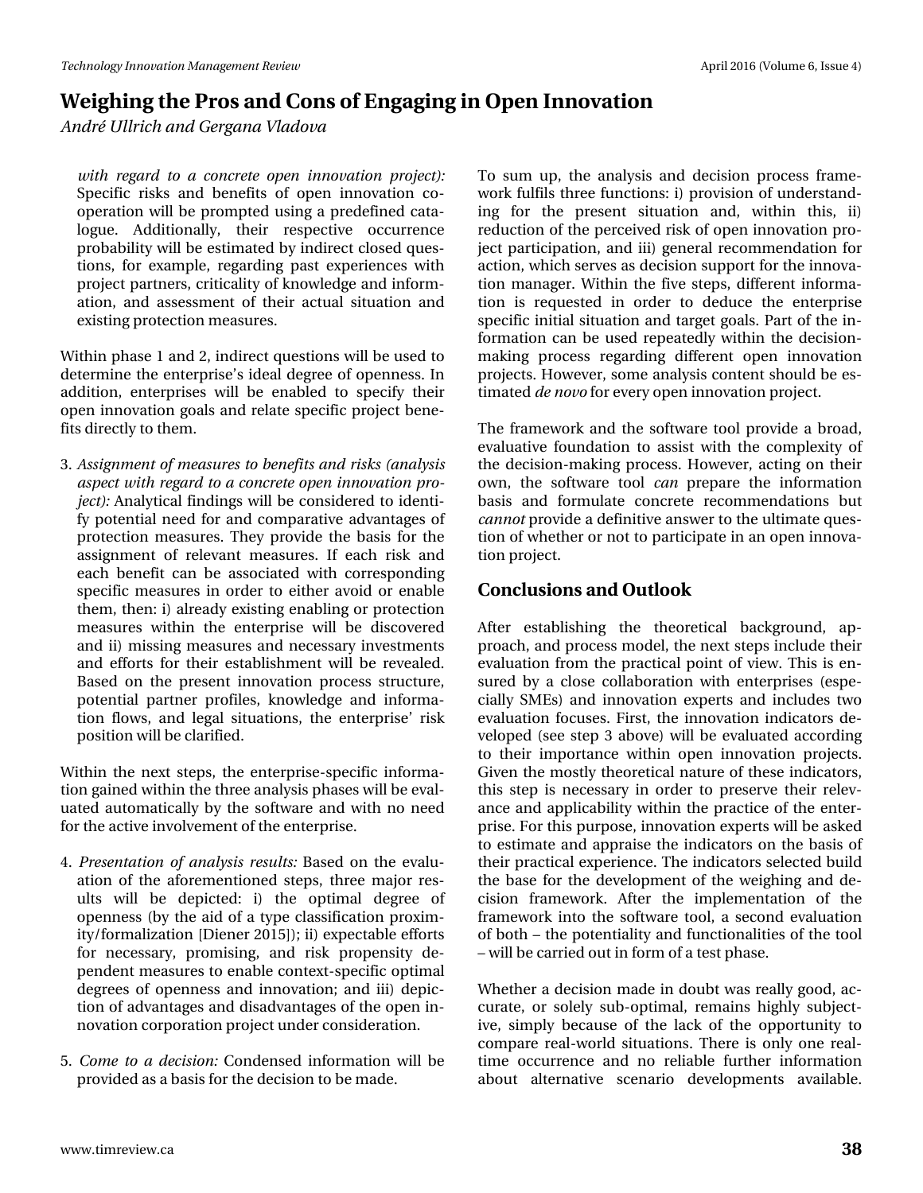*with regard to a concrete open innovation project):* Specific risks and benefits of open innovation cooperation will be prompted using a predefined catalogue. Additionally, their respective occurrence probability will be estimated by indirect closed questions, for example, regarding past experiences with project partners, criticality of knowledge and information, and assessment of their actual situation and existing protection measures.

Within phase 1 and 2, indirect questions will be used to determine the enterprise's ideal degree of openness. In addition, enterprises will be enabled to specify their open innovation goals and relate specific project benefits directly to them.

3. *Assignment of measures to benefits and risks (analysis aspect with regard to a concrete open innovation project):* Analytical findings will be considered to identify potential need for and comparative advantages of protection measures. They provide the basis for the assignment of relevant measures. If each risk and each benefit can be associated with corresponding specific measures in order to either avoid or enable them, then: i) already existing enabling or protection measures within the enterprise will be discovered and ii) missing measures and necessary investments and efforts for their establishment will be revealed. Based on the present innovation process structure, potential partner profiles, knowledge and information flows, and legal situations, the enterprise' risk position will be clarified.

Within the next steps, the enterprise-specific information gained within the three analysis phases will be evaluated automatically by the software and with no need for the active involvement of the enterprise.

4. *Presentation of analysis results:* Based on the evaluation of the aforementioned steps, three major results will be depicted: i) the optimal degree of openness (by the aid of a type classification proximity/formalization [Diener 2015]); ii) expectable efforts for necessary, promising, and risk propensity dependent measures to enable context-specific optimal degrees of openness and innovation; and iii) depiction of advantages and disadvantages of the open innovation corporation project under consideration.

5. *Come to a decision:* Condensed information will be provided as a basis for the decision to be made.

To sum up, the analysis and decision process framework fulfils three functions: i) provision of understanding for the present situation and, within this, ii) reduction of the perceived risk of open innovation project participation, and iii) general recommendation for action, which serves as decision support for the innovation manager. Within the five steps, different information is requested in order to deduce the enterprise specific initial situation and target goals. Part of the information can be used repeatedly within the decision-making process regarding different open innovation projects. However, some analysis content should be estimated *de novo* for every open innovation project.

The framework and the software tool provide a broad, evaluative foundation to assist with the complexity of the decision-making process. However, acting on their own, the software tool *can* prepare the information basis and formulate concrete recommendations but *cannot* provide a definitive answer to the ultimate question of whether or not to participate in an open innovation project.

## Conclusions and Outlook

After establishing the theoretical background, approach, and process model, the next steps include their evaluation from the practical point of view. This is ensured by a close collaboration with enterprises (especially SMEs) and innovation experts and includes two evaluation focuses. First, the innovation indicators developed (see step 3 above) will be evaluated according to their importance within open innovation projects. Given the mostly theoretical nature of these indicators, this step is necessary in order to preserve their relevance and applicability within the practice of the enterprise. For this purpose, innovation experts will be asked to estimate and appraise the indicators on the basis of their practical experience. The indicators selected build the base for the development of the weighing and decision framework. After the implementation of the framework into the software tool, a second evaluation of both – the potentiality and functionalities of the tool – will be carried out in form of a test phase.

Whether a decision made in doubt was really good, accurate, or solely sub-optimal, remains highly subjective, simply because of the lack of the opportunity to compare real-world situations. There is only one real-time occurrence and no reliable further information about alternative scenario developments available.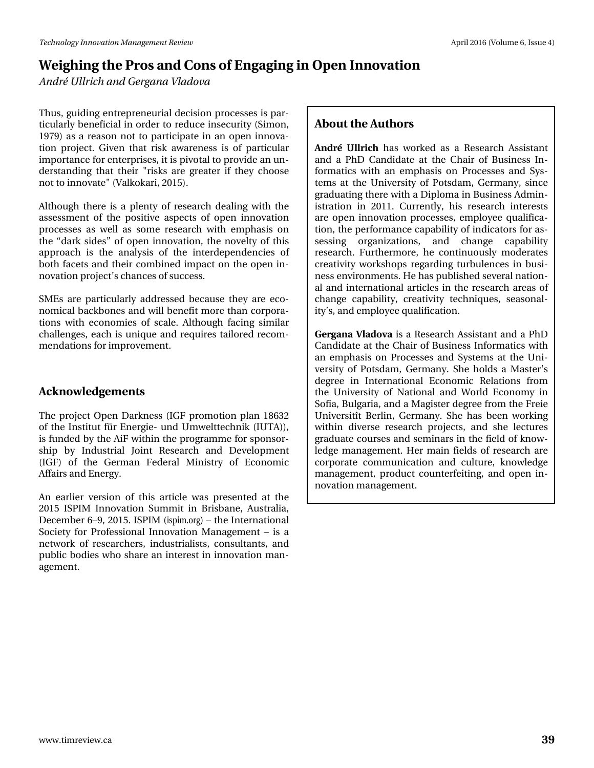Thus, guiding entrepreneurial decision processes is particularly beneficial in order to reduce insecurity (Simon, 1979) as a reason not to participate in an open innovation project. Given that risk awareness is of particular importance for enterprises, it is pivotal to provide an understanding that their "risks are greater if they choose not to innovate" (Valkokari, 2015).

Although there is a plenty of research dealing with the assessment of the positive aspects of open innovation processes as well as some research with emphasis on the “dark sides” of open innovation, the novelty of this approach is the analysis of the interdependencies of both facets and their combined impact on the open innovation project’s chances of success.

SMEs are particularly addressed because they are economical backbones and will benefit more than corporations with economies of scale. Although facing similar challenges, each is unique and requires tailored recommendations for improvement.

## Acknowledgements

The project Open Darkness (IGF promotion plan 18632 of the Institut für Energie- und Umwelttechnik (IUTA)), is funded by the AiF within the programme for sponsorship by Industrial Joint Research and Development (IGF) of the German Federal Ministry of Economic Affairs and Energy.

An earlier version of this article was presented at the 2015 ISPIM Innovation Summit in Brisbane, Australia, December 6–9, 2015. ISPIM (ispim.org) – the International Society for Professional Innovation Management – is a network of researchers, industrialists, consultants, and public bodies who share an interest in innovation management.

## About the Authors

**André Ullrich** has worked as a Research Assistant and a PhD Candidate at the Chair of Business Informatics with an emphasis on Processes and Systems at the University of Potsdam, Germany, since graduating there with a Diploma in Business Administration in 2011. Currently, his research interests are open innovation processes, employee qualification, the performance capability of indicators for assessing organizations, and change capability research. Furthermore, he continuously moderates creativity workshops regarding turbulences in business environments. He has published several national and international articles in the research areas of change capability, creativity techniques, seasonality’s, and employee qualification.

**Gergana Vladova** is a Research Assistant and a PhD Candidate at the Chair of Business Informatics with an emphasis on Processes and Systems at the University of Potsdam, Germany. She holds a Master's degree in International Economic Relations from the University of National and World Economy in Sofia, Bulgaria, and a Magister degree from the Freie Universitît Berlin, Germany. She has been working within diverse research projects, and she lectures graduate courses and seminars in the field of knowledge management. Her main fields of research are corporate communication and culture, knowledge management, product counterfeiting, and open innovation management.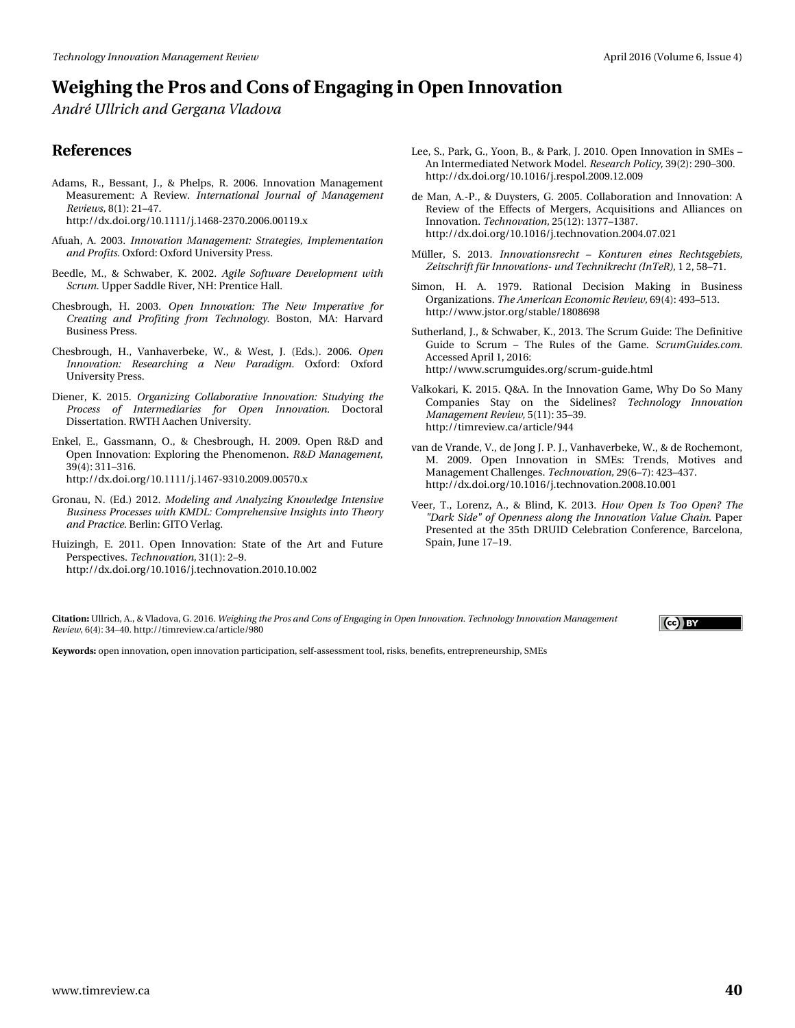# Weighing the Pros and Cons of Engaging in Open Innovation

*André Ullrich and Gergana Vladova*

## References

Adams, R., Bessant, J., & Phelps, R. 2006. Innovation Management Measurement: A Review. *International Journal of Management Reviews,* 8(1): 21–47. http://dx.doi.org/10.1111/j.1468-2370.2006.00119.x

Afuah, A. 2003. *Innovation Management: Strategies, Implementation and Profits.* Oxford: Oxford University Press.

Beedle, M., & Schwaber, K. 2002. *Agile Software Development with Scrum.* Upper Saddle River, NH: Prentice Hall.

Chesbrough, H. 2003. *Open Innovation: The New Imperative for Creating and Profiting from Technology.* Boston, MA: Harvard Business Press.

Chesbrough, H., Vanhaverbeke, W., & West, J. (Eds.). 2006. *Open Innovation: Researching a New Paradigm.* Oxford: Oxford University Press.

Diener, K. 2015. *Organizing Collaborative Innovation: Studying the Process of Intermediaries for Open Innovation.* Doctoral Dissertation. RWTH Aachen University.

Enkel, E., Gassmann, O., & Chesbrough, H. 2009. Open R&D and Open Innovation: Exploring the Phenomenon. *R&D Management,* 39(4): 311–316. http://dx.doi.org/10.1111/j.1467-9310.2009.00570.x

Gronau, N. (Ed.) 2012. *Modeling and Analyzing Knowledge Intensive Business Processes with KMDL: Comprehensive Insights into Theory and Practice.* Berlin: GITO Verlag.

Huizingh, E. 2011. Open Innovation: State of the Art and Future Perspectives. *Technovation,* 31(1): 2–9. http://dx.doi.org/10.1016/j.technovation.2010.10.002

Lee, S., Park, G., Yoon, B., & Park, J. 2010. Open Innovation in SMEs – An Intermediated Network Model. *Research Policy,* 39(2): 290–300. http://dx.doi.org/10.1016/j.respol.2009.12.009

de Man, A.-P., & Duysters, G. 2005. Collaboration and Innovation: A Review of the Effects of Mergers, Acquisitions and Alliances on Innovation. *Technovation,* 25(12): 1377–1387. http://dx.doi.org/10.1016/j.technovation.2004.07.021

Müller, S. 2013. *Innovationsrecht – Konturen eines Rechtsgebiets, Zeitschrift für Innovations- und Technikrecht (InTeR),* 1 2, 58–71.

Simon, H. A. 1979. Rational Decision Making in Business Organizations. *The American Economic Review,* 69(4): 493–513. http://www.jstor.org/stable/1808698

Sutherland, J., & Schwaber, K., 2013. The Scrum Guide: The Definitive Guide to Scrum – The Rules of the Game. *ScrumGuides.com.* Accessed April 1, 2016: http://www.scrumguides.org/scrum-guide.html

Valkokari, K. 2015. Q&A. In the Innovation Game, Why Do So Many Companies Stay on the Sidelines? *Technology Innovation Management Review,* 5(11): 35–39. http://timreview.ca/article/944

van de Vrande, V., de Jong J. P. J., Vanhaverbeke, W., & de Rochemont, M. 2009. Open Innovation in SMEs: Trends, Motives and Management Challenges. *Technovation,* 29(6–7): 423–437. http://dx.doi.org/10.1016/j.technovation.2008.10.001

Veer, T., Lorenz, A., & Blind, K. 2013. *How Open Is Too Open? The "Dark Side" of Openness along the Innovation Value Chain.* Paper Presented at the 35th DRUID Celebration Conference, Barcelona, Spain, June 17–19.

**Citation:** Ullrich, A., & Vladova, G. 2016. *Weighing the Pros and Cons of Engaging in Open Innovation. Technology Innovation Management Review*, 6(4): 34–40. http://timreview.ca/article/980

**Keywords:** open innovation, open innovation participation, self-assessment tool, risks, benefits, entrepreneurship, SMEs